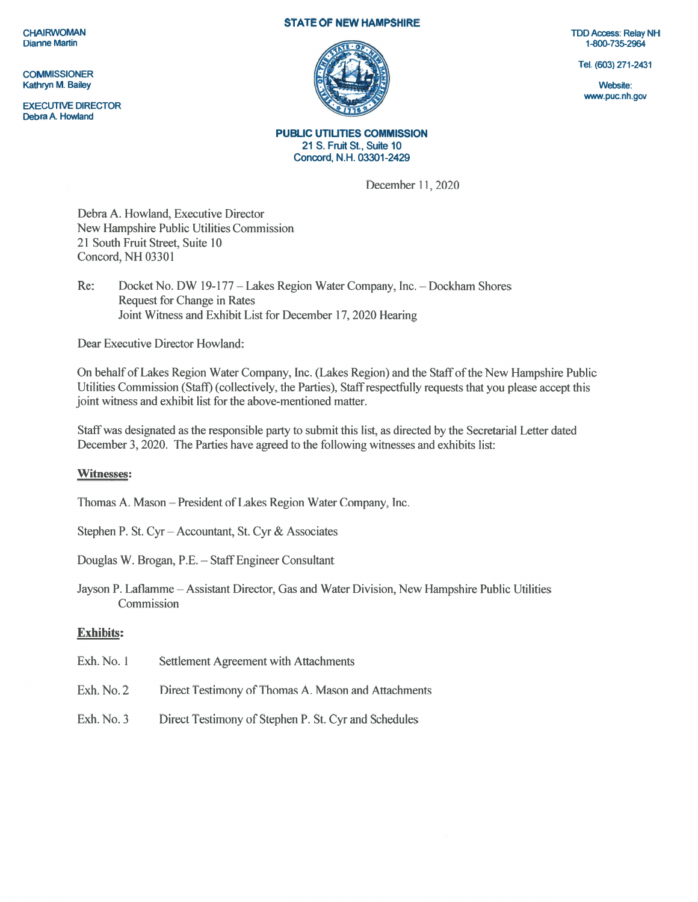CHAIRWOMAN
Dianne Martin

COMMISSIONER
Kathryn M. Bailey

EXECUTIVE DIRECTOR
Debra A. Howland

**STATE OF NEW HAMPSHIRE**

**PUBLIC UTILITIES COMMISSION**
21 S. Fruit St., Suite 10
Concord, N.H. 03301-2429

TDD Access: Relay NH
1-800-735-2964

Tel. (603) 271-2431

Website:
www.puc.nh.gov

December 11, 2020

Debra A. Howland, Executive Director
New Hampshire Public Utilities Commission
21 South Fruit Street, Suite 10
Concord, NH 03301

Re: Docket No. DW 19-177 – Lakes Region Water Company, Inc. – Dockham Shores
Request for Change in Rates
Joint Witness and Exhibit List for December 17, 2020 Hearing

Dear Executive Director Howland:

On behalf of Lakes Region Water Company, Inc. (Lakes Region) and the Staff of the New Hampshire Public Utilities Commission (Staff) (collectively, the Parties), Staff respectfully requests that you please accept this joint witness and exhibit list for the above-mentioned matter.

Staff was designated as the responsible party to submit this list, as directed by the Secretarial Letter dated December 3, 2020. The Parties have agreed to the following witnesses and exhibits list:

**Witnesses:**

Thomas A. Mason – President of Lakes Region Water Company, Inc.

Stephen P. St. Cyr – Accountant, St. Cyr & Associates

Douglas W. Brogan, P.E. – Staff Engineer Consultant

Jayson P. Laflamme – Assistant Director, Gas and Water Division, New Hampshire Public Utilities Commission

**Exhibits:**

| | |
|---|---|
| Exh. No. 1 | Settlement Agreement with Attachments |
| Exh. No. 2 | Direct Testimony of Thomas A. Mason and Attachments |
| Exh. No. 3 | Direct Testimony of Stephen P. St. Cyr and Schedules |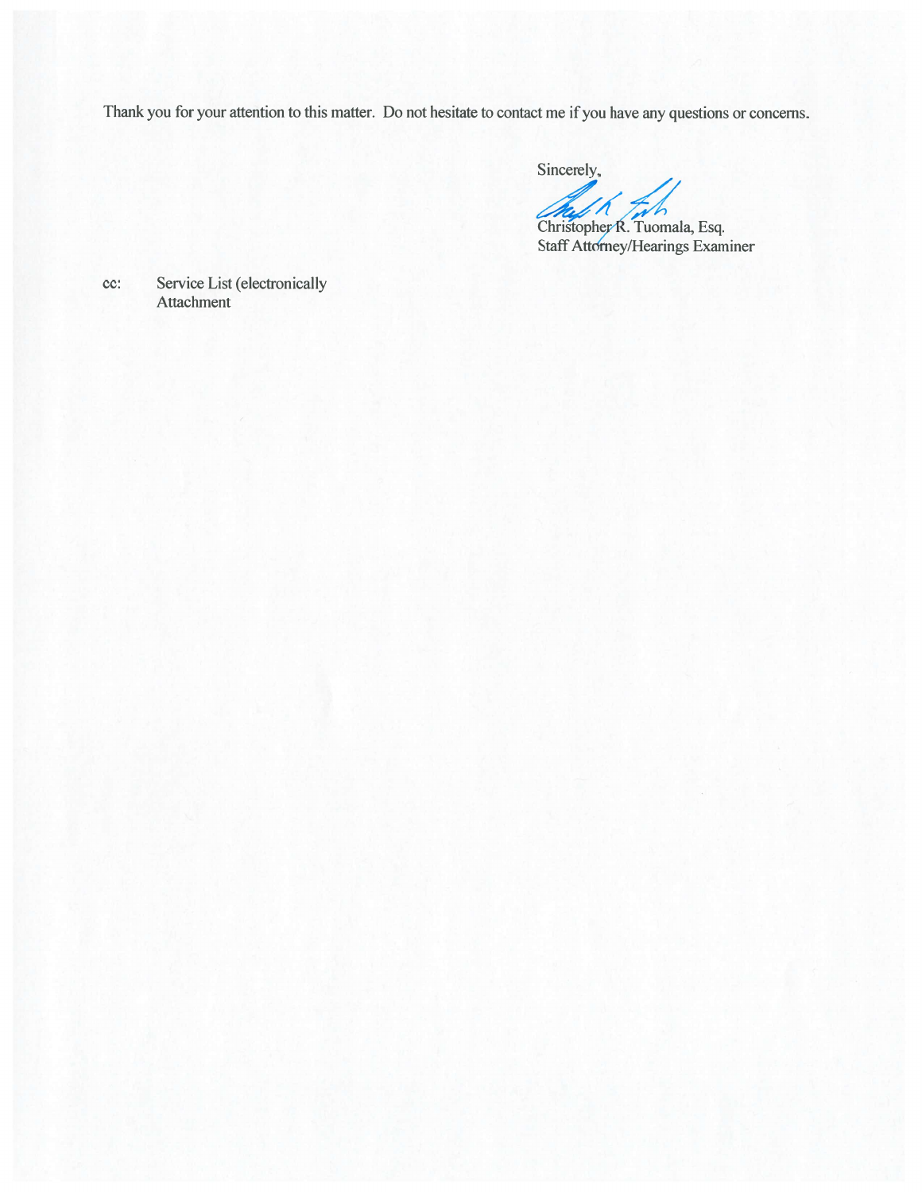Thank you for your attention to this matter. Do not hesitate to contact me if you have any questions or concerns.

Sincerely,

Christopher R. Tuomala, Esq.
Staff Attorney/Hearings Examiner

cc: Service List (electronically
Attachment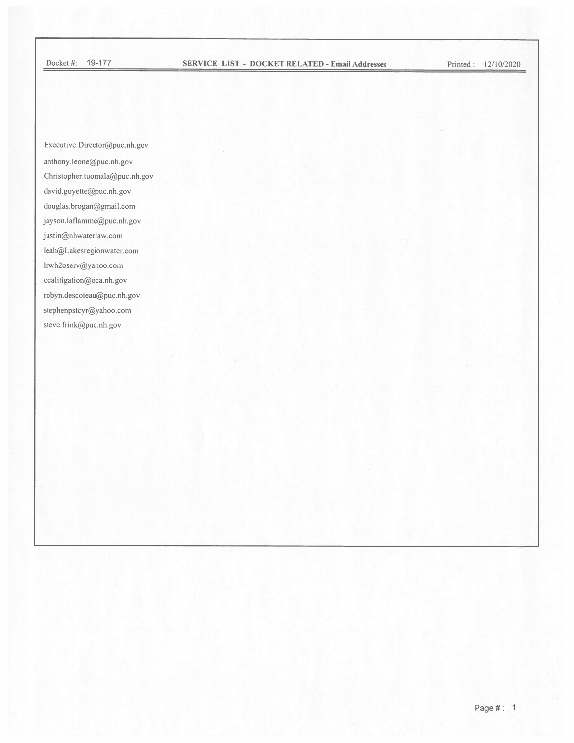Docket #: 19-177 **SERVICE LIST - DOCKET RELATED - Email Addresses** Printed: 12/10/2020

Executive.Director@puc.nh.gov

anthony.leone@puc.nh.gov

Christopher.tuomala@puc.nh.gov

david.goyette@puc.nh.gov

douglas.brogan@gmail.com

jayson.laflamme@puc.nh.gov

justin@nhwaterlaw.com

leah@Lakesregionwater.com

lrwh2oserv@yahoo.com

ocalitigation@oca.nh.gov

robyn.descoteau@puc.nh.gov

stephenpstcyr@yahoo.com

steve.frink@puc.nh.gov